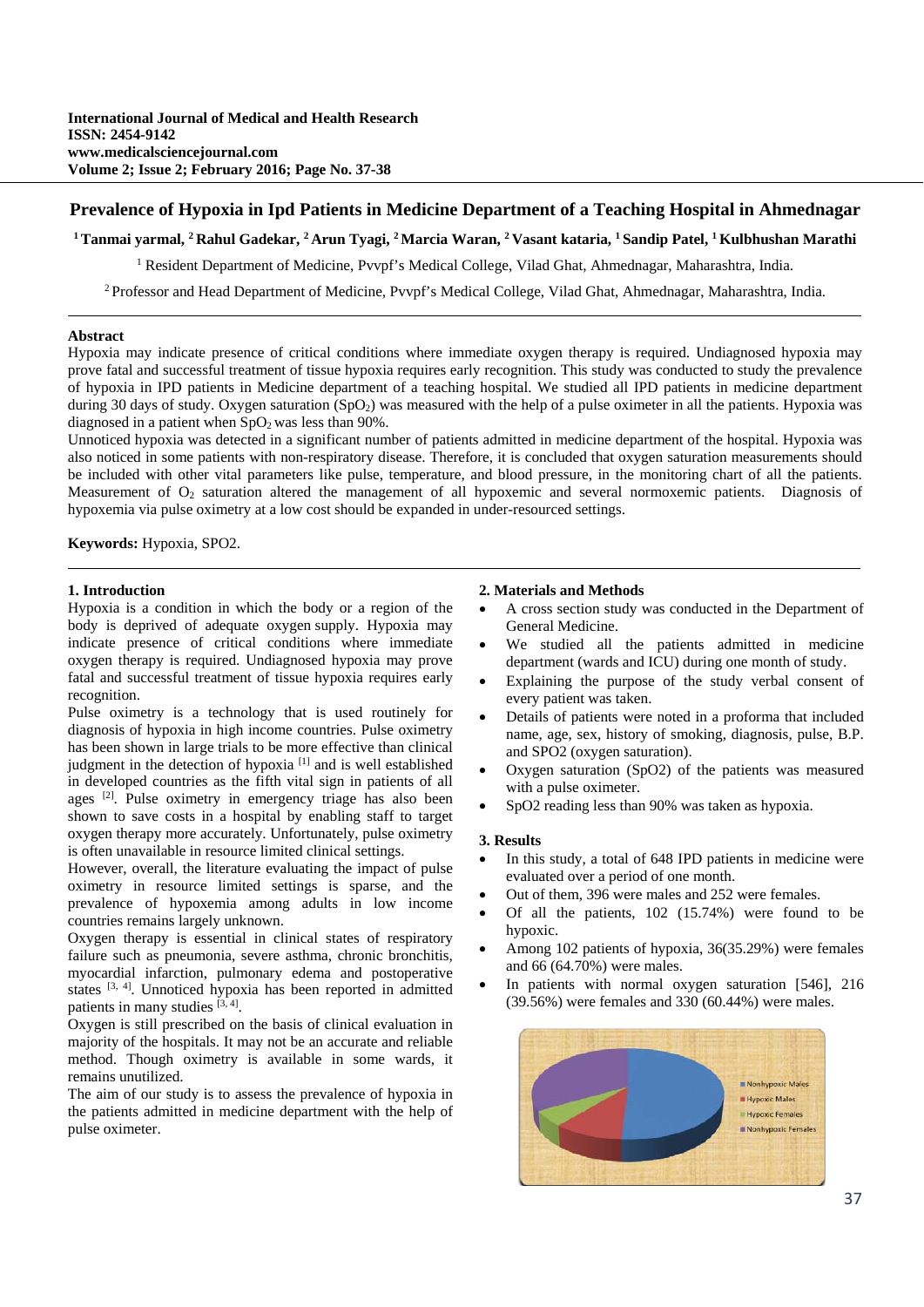International Journal of Medical and Health Research
ISSN: 2454-9142
www.medicalsciencejournal.com
Volume 2; Issue 2; February 2016; Page No. 37-38

# Prevalence of Hypoxia in Ipd Patients in Medicine Department of a Teaching Hospital in Ahmednagar

**[1] Tanmai yarmal, [2] Rahul Gadekar, [2] Arun Tyagi, [2] Marcia Waran, [2] Vasant kataria, [1] Sandip Patel, [1] Kulbhushan Marathi**

[1] Resident Department of Medicine, Pvvpf's Medical College, Vilad Ghat, Ahmednagar, Maharashtra, India.

[2] Professor and Head Department of Medicine, Pvvpf's Medical College, Vilad Ghat, Ahmednagar, Maharashtra, India.

**Abstract**

Hypoxia may indicate presence of critical conditions where immediate oxygen therapy is required. Undiagnosed hypoxia may prove fatal and successful treatment of tissue hypoxia requires early recognition. This study was conducted to study the prevalence of hypoxia in IPD patients in Medicine department of a teaching hospital. We studied all IPD patients in medicine department during 30 days of study. Oxygen saturation ($SpO_2$) was measured with the help of a pulse oximeter in all the patients. Hypoxia was diagnosed in a patient when $SpO_2$ was less than 90%.

Unnoticed hypoxia was detected in a significant number of patients admitted in medicine department of the hospital. Hypoxia was also noticed in some patients with non-respiratory disease. Therefore, it is concluded that oxygen saturation measurements should be included with other vital parameters like pulse, temperature, and blood pressure, in the monitoring chart of all the patients. Measurement of $O_2$ saturation altered the management of all hypoxemic and several normoxemic patients. Diagnosis of hypoxemia via pulse oximetry at a low cost should be expanded in under-resourced settings.

**Keywords:** Hypoxia, SPO2.

## 1. Introduction

Hypoxia is a condition in which the body or a region of the body is deprived of adequate oxygen supply. Hypoxia may indicate presence of critical conditions where immediate oxygen therapy is required. Undiagnosed hypoxia may prove fatal and successful treatment of tissue hypoxia requires early recognition.

Pulse oximetry is a technology that is used routinely for diagnosis of hypoxia in high income countries. Pulse oximetry has been shown in large trials to be more effective than clinical judgment in the detection of hypoxia [1] and is well established in developed countries as the fifth vital sign in patients of all ages [2]. Pulse oximetry in emergency triage has also been shown to save costs in a hospital by enabling staff to target oxygen therapy more accurately. Unfortunately, pulse oximetry is often unavailable in resource limited clinical settings.

However, overall, the literature evaluating the impact of pulse oximetry in resource limited settings is sparse, and the prevalence of hypoxemia among adults in low income countries remains largely unknown.

Oxygen therapy is essential in clinical states of respiratory failure such as pneumonia, severe asthma, chronic bronchitis, myocardial infarction, pulmonary edema and postoperative states [3, 4]. Unnoticed hypoxia has been reported in admitted patients in many studies [3, 4].

Oxygen is still prescribed on the basis of clinical evaluation in majority of the hospitals. It may not be an accurate and reliable method. Though oximetry is available in some wards, it remains unutilized.

The aim of our study is to assess the prevalence of hypoxia in the patients admitted in medicine department with the help of pulse oximeter.

## 2. Materials and Methods

- A cross section study was conducted in the Department of General Medicine.
- We studied all the patients admitted in medicine department (wards and ICU) during one month of study.
- Explaining the purpose of the study verbal consent of every patient was taken.
- Details of patients were noted in a proforma that included name, age, sex, history of smoking, diagnosis, pulse, B.P. and SPO2 (oxygen saturation).
- Oxygen saturation (SpO2) of the patients was measured with a pulse oximeter.
- SpO2 reading less than 90% was taken as hypoxia.

## 3. Results

- In this study, a total of 648 IPD patients in medicine were evaluated over a period of one month.
- Out of them, 396 were males and 252 were females.
- Of all the patients, 102 (15.74%) were found to be hypoxic.
- Among 102 patients of hypoxia, 36(35.29%) were females and 66 (64.70%) were males.
- In patients with normal oxygen saturation [546], 216 (39.56%) were females and 330 (60.44%) were males.

Nonhypoxic Males
Hypoxic Males
Hypoxic Females
Nonhypoxic Females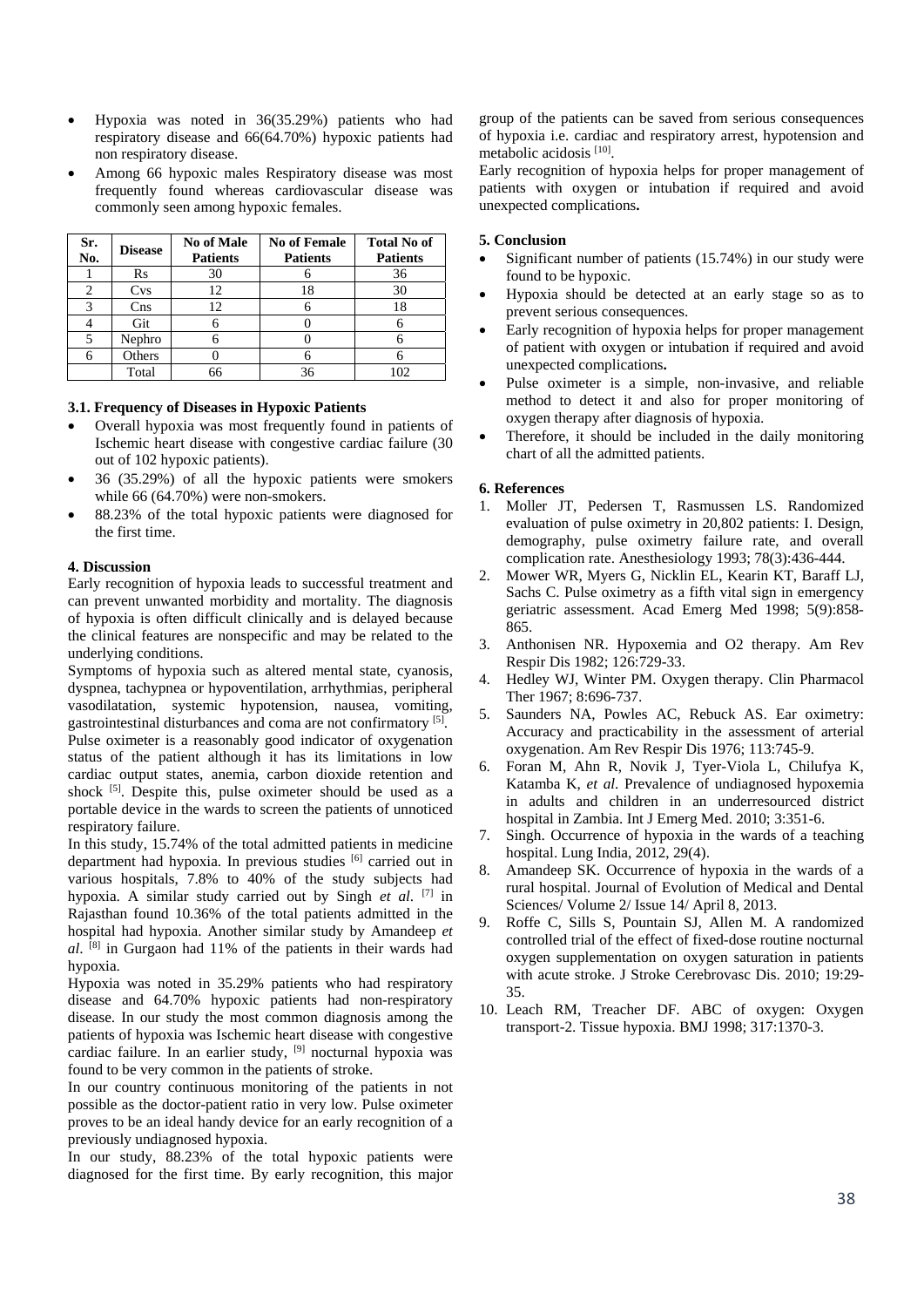- Hypoxia was noted in 36(35.29%) patients who had respiratory disease and 66(64.70%) hypoxic patients had non respiratory disease.
- Among 66 hypoxic males Respiratory disease was most frequently found whereas cardiovascular disease was commonly seen among hypoxic females.

| Sr. No. | Disease | No of Male Patients | No of Female Patients | Total No of Patients |
|---|---|---|---|---|
| 1 | Rs | 30 | 6 | 36 |
| 2 | Cvs | 12 | 18 | 30 |
| 3 | Cns | 12 | 6 | 18 |
| 4 | Git | 6 | 0 | 6 |
| 5 | Nephro | 6 | 0 | 6 |
| 6 | Others | 0 | 6 | 6 |
| | Total | 66 | 36 | 102 |

### 3.1. Frequency of Diseases in Hypoxic Patients

- Overall hypoxia was most frequently found in patients of Ischemic heart disease with congestive cardiac failure (30 out of 102 hypoxic patients).
- 36 (35.29%) of all the hypoxic patients were smokers while 66 (64.70%) were non-smokers.
- 88.23% of the total hypoxic patients were diagnosed for the first time.

## 4. Discussion

Early recognition of hypoxia leads to successful treatment and can prevent unwanted morbidity and mortality. The diagnosis of hypoxia is often difficult clinically and is delayed because the clinical features are nonspecific and may be related to the underlying conditions.

Symptoms of hypoxia such as altered mental state, cyanosis, dyspnea, tachypnea or hypoventilation, arrhythmias, peripheral vasodilatation, systemic hypotension, nausea, vomiting, gastrointestinal disturbances and coma are not confirmatory [5].

Pulse oximeter is a reasonably good indicator of oxygenation status of the patient although it has its limitations in low cardiac output states, anemia, carbon dioxide retention and shock [5]. Despite this, pulse oximeter should be used as a portable device in the wards to screen the patients of unnoticed respiratory failure.

In this study, 15.74% of the total admitted patients in medicine department had hypoxia. In previous studies [6] carried out in various hospitals, 7.8% to 40% of the study subjects had hypoxia. A similar study carried out by Singh *et al*. [7] in Rajasthan found 10.36% of the total patients admitted in the hospital had hypoxia. Another similar study by Amandeep *et al*. [8] in Gurgaon had 11% of the patients in their wards had hypoxia.

Hypoxia was noted in 35.29% patients who had respiratory disease and 64.70% hypoxic patients had non-respiratory disease. In our study the most common diagnosis among the patients of hypoxia was Ischemic heart disease with congestive cardiac failure. In an earlier study, [9] nocturnal hypoxia was found to be very common in the patients of stroke.

In our country continuous monitoring of the patients in not possible as the doctor-patient ratio in very low. Pulse oximeter proves to be an ideal handy device for an early recognition of a previously undiagnosed hypoxia.

In our study, 88.23% of the total hypoxic patients were diagnosed for the first time. By early recognition, this major group of the patients can be saved from serious consequences of hypoxia i.e. cardiac and respiratory arrest, hypotension and metabolic acidosis [10].

Early recognition of hypoxia helps for proper management of patients with oxygen or intubation if required and avoid unexpected complications**.**

## 5. Conclusion

- Significant number of patients (15.74%) in our study were found to be hypoxic.
- Hypoxia should be detected at an early stage so as to prevent serious consequences.
- Early recognition of hypoxia helps for proper management of patient with oxygen or intubation if required and avoid unexpected complications**.**
- Pulse oximeter is a simple, non-invasive, and reliable method to detect it and also for proper monitoring of oxygen therapy after diagnosis of hypoxia.
- Therefore, it should be included in the daily monitoring chart of all the admitted patients.

## 6. References

1. Moller JT, Pedersen T, Rasmussen LS. Randomized evaluation of pulse oximetry in 20,802 patients: I. Design, demography, pulse oximetry failure rate, and overall complication rate. Anesthesiology 1993; 78(3):436-444.
2. Mower WR, Myers G, Nicklin EL, Kearin KT, Baraff LJ, Sachs C. Pulse oximetry as a fifth vital sign in emergency geriatric assessment. Acad Emerg Med 1998; 5(9):858-865.
3. Anthonisen NR. Hypoxemia and O2 therapy. Am Rev Respir Dis 1982; 126:729-33.
4. Hedley WJ, Winter PM. Oxygen therapy. Clin Pharmacol Ther 1967; 8:696-737.
5. Saunders NA, Powles AC, Rebuck AS. Ear oximetry: Accuracy and practicability in the assessment of arterial oxygenation. Am Rev Respir Dis 1976; 113:745-9.
6. Foran M, Ahn R, Novik J, Tyer-Viola L, Chilufya K, Katamba K, *et al*. Prevalence of undiagnosed hypoxemia in adults and children in an underresourced district hospital in Zambia. Int J Emerg Med. 2010; 3:351-6.
7. Singh. Occurrence of hypoxia in the wards of a teaching hospital. Lung India, 2012, 29(4).
8. Amandeep SK. Occurrence of hypoxia in the wards of a rural hospital. Journal of Evolution of Medical and Dental Sciences/ Volume 2/ Issue 14/ April 8, 2013.
9. Roffe C, Sills S, Pountain SJ, Allen M. A randomized controlled trial of the effect of fixed-dose routine nocturnal oxygen supplementation on oxygen saturation in patients with acute stroke. J Stroke Cerebrovasc Dis. 2010; 19:29-35.
10. Leach RM, Treacher DF. ABC of oxygen: Oxygen transport-2. Tissue hypoxia. BMJ 1998; 317:1370-3.